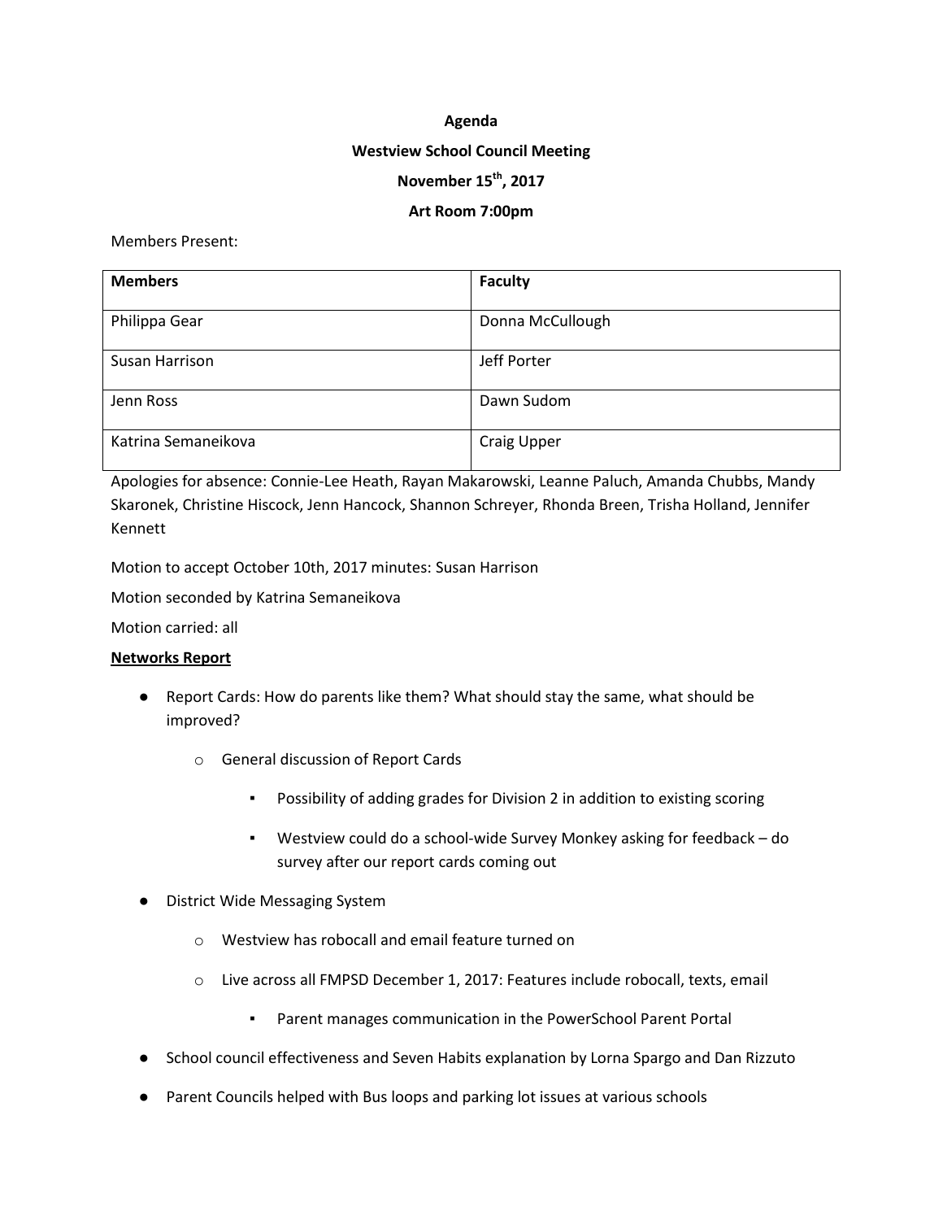**Agenda**

**Westview School Council Meeting**

**November 15th, 2017**

**Art Room 7:00pm**

Members Present:

| **Members** | **Faculty** |
|---|---|
| Philippa Gear | Donna McCullough |
| Susan Harrison | Jeff Porter |
| Jenn Ross | Dawn Sudom |
| Katrina Semaneikova | Craig Upper |

Apologies for absence: Connie-Lee Heath, Rayan Makarowski, Leanne Paluch, Amanda Chubbs, Mandy Skaronek, Christine Hiscock, Jenn Hancock, Shannon Schreyer, Rhonda Breen, Trisha Holland, Jennifer Kennett

Motion to accept October 10th, 2017 minutes: Susan Harrison

Motion seconded by Katrina Semaneikova

Motion carried: all

**<u>Networks Report</u>**

- Report Cards: How do parents like them? What should stay the same, what should be improved?
  - General discussion of Report Cards
    - Possibility of adding grades for Division 2 in addition to existing scoring
    - Westview could do a school-wide Survey Monkey asking for feedback – do survey after our report cards coming out
- District Wide Messaging System
  - Westview has robocall and email feature turned on
  - Live across all FMPSD December 1, 2017: Features include robocall, texts, email
    - Parent manages communication in the PowerSchool Parent Portal
- School council effectiveness and Seven Habits explanation by Lorna Spargo and Dan Rizzuto
- Parent Councils helped with Bus loops and parking lot issues at various schools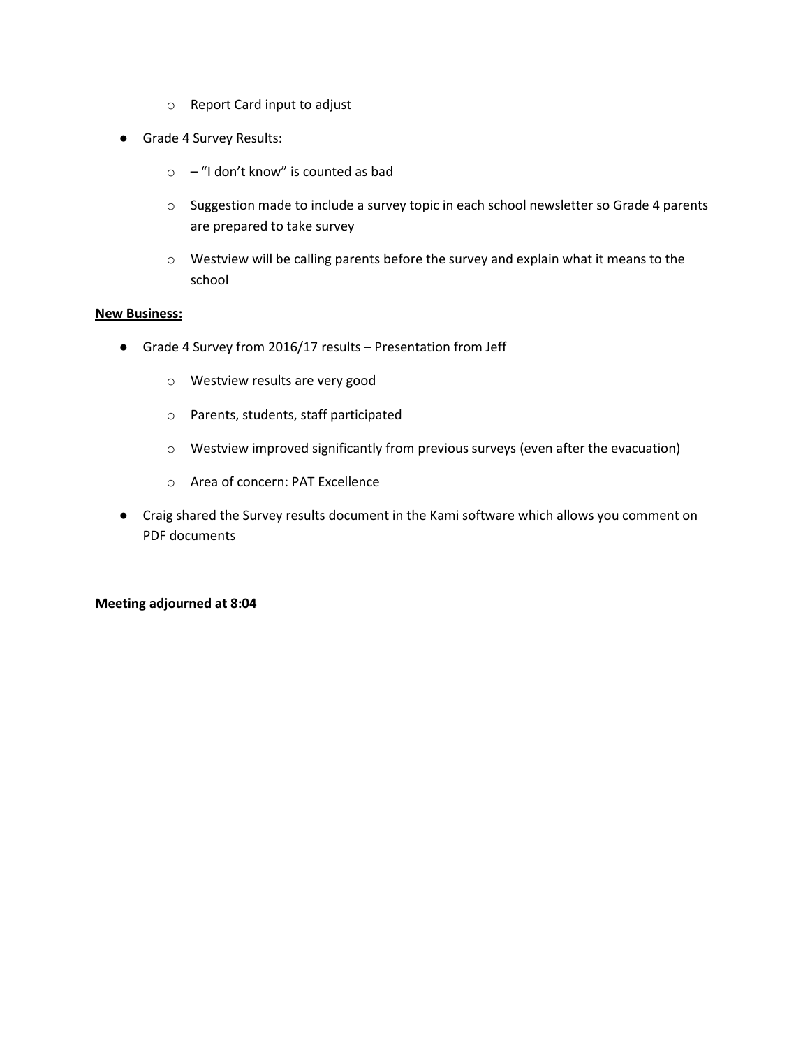- Report Card input to adjust

- Grade 4 Survey Results:
    - – "I don't know" is counted as bad
    - Suggestion made to include a survey topic in each school newsletter so Grade 4 parents are prepared to take survey
    - Westview will be calling parents before the survey and explain what it means to the school

**New Business:**

- Grade 4 Survey from 2016/17 results – Presentation from Jeff
    - Westview results are very good
    - Parents, students, staff participated
    - Westview improved significantly from previous surveys (even after the evacuation)
    - Area of concern: PAT Excellence
- Craig shared the Survey results document in the Kami software which allows you comment on PDF documents

**Meeting adjourned at 8:04**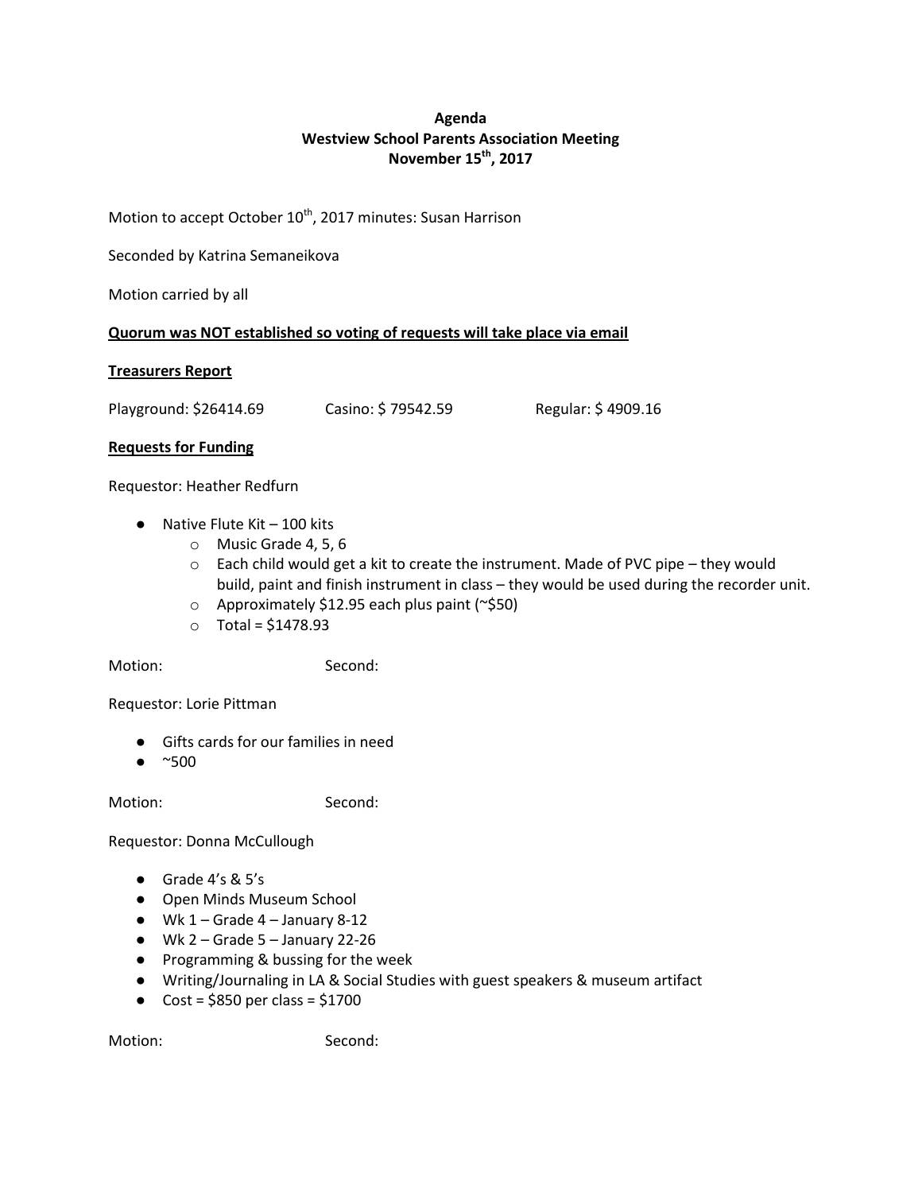**Agenda**
**Westview School Parents Association Meeting**
**November 15th, 2017**

Motion to accept October 10th, 2017 minutes: Susan Harrison

Seconded by Katrina Semaneikova

Motion carried by all

**Quorum was NOT established so voting of requests will take place via email**

**Treasurers Report**

Playground: $26414.69 Casino: $ 79542.59 Regular: $ 4909.16

**Requests for Funding**

Requestor: Heather Redfurn

- Native Flute Kit – 100 kits
  - Music Grade 4, 5, 6
  - Each child would get a kit to create the instrument. Made of PVC pipe – they would build, paint and finish instrument in class – they would be used during the recorder unit.
  - Approximately $12.95 each plus paint (~$50)
  - Total = $1478.93

Motion: Second:

Requestor: Lorie Pittman

- Gifts cards for our families in need
- ~500

Motion: Second:

Requestor: Donna McCullough

- Grade 4's & 5's
- Open Minds Museum School
- Wk 1 – Grade 4 – January 8-12
- Wk 2 – Grade 5 – January 22-26
- Programming & bussing for the week
- Writing/Journaling in LA & Social Studies with guest speakers & museum artifact
- Cost = $850 per class = $1700

Motion: Second: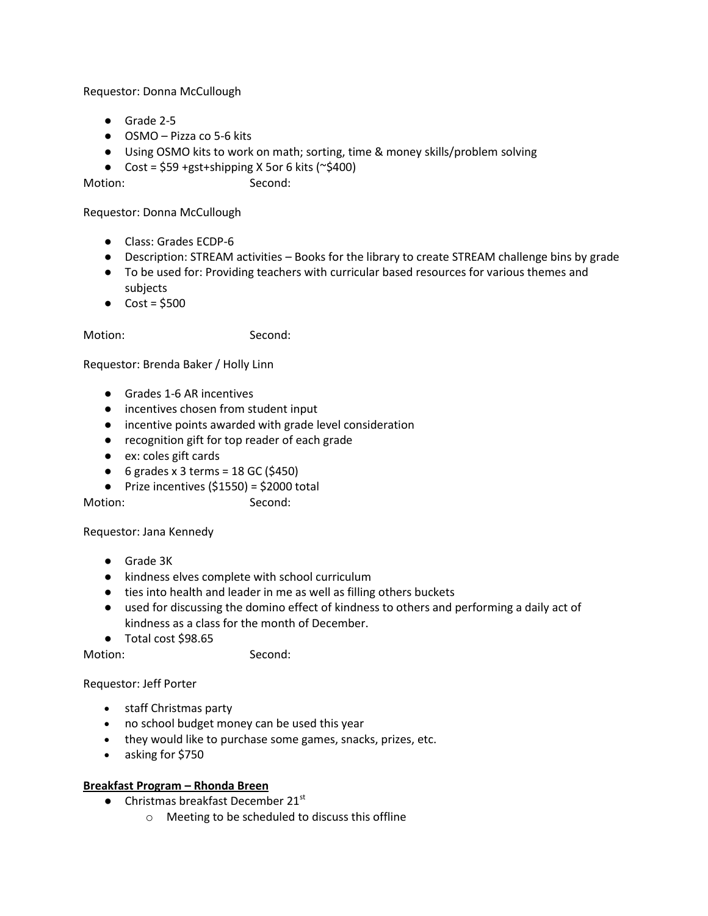Requestor: Donna McCullough

- Grade 2-5
- OSMO – Pizza co 5-6 kits
- Using OSMO kits to work on math; sorting, time & money skills/problem solving
- Cost = $59 +gst+shipping X 5or 6 kits (~$400)

Motion: Second:

Requestor: Donna McCullough

- Class: Grades ECDP-6
- Description: STREAM activities – Books for the library to create STREAM challenge bins by grade
- To be used for: Providing teachers with curricular based resources for various themes and subjects
- Cost = $500

Motion: Second:

Requestor: Brenda Baker / Holly Linn

- Grades 1-6 AR incentives
- incentives chosen from student input
- incentive points awarded with grade level consideration
- recognition gift for top reader of each grade
- ex: coles gift cards
- 6 grades x 3 terms = 18 GC ($450)
- Prize incentives ($1550) = $2000 total

Motion: Second:

Requestor: Jana Kennedy

- Grade 3K
- kindness elves complete with school curriculum
- ties into health and leader in me as well as filling others buckets
- used for discussing the domino effect of kindness to others and performing a daily act of kindness as a class for the month of December.
- Total cost $98.65

Motion: Second:

Requestor: Jeff Porter

- staff Christmas party
- no school budget money can be used this year
- they would like to purchase some games, snacks, prizes, etc.
- asking for $750

**Breakfast Program – Rhonda Breen**

- Christmas breakfast December 21st
  - Meeting to be scheduled to discuss this offline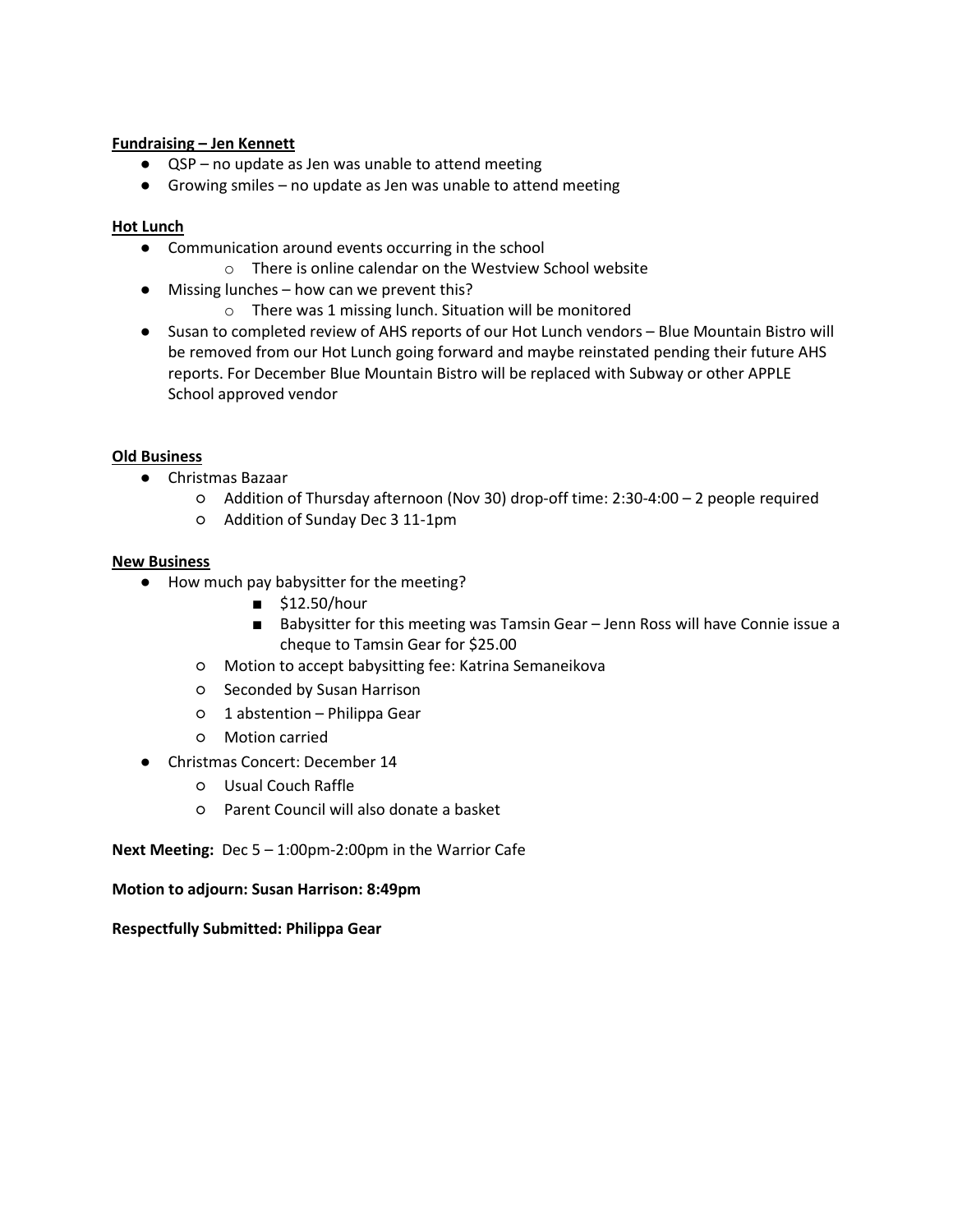**Fundraising – Jen Kennett**

- QSP – no update as Jen was unable to attend meeting
- Growing smiles – no update as Jen was unable to attend meeting

**Hot Lunch**

- Communication around events occurring in the school
    - There is online calendar on the Westview School website
- Missing lunches – how can we prevent this?
    - There was 1 missing lunch. Situation will be monitored
- Susan to completed review of AHS reports of our Hot Lunch vendors – Blue Mountain Bistro will be removed from our Hot Lunch going forward and maybe reinstated pending their future AHS reports. For December Blue Mountain Bistro will be replaced with Subway or other APPLE School approved vendor

**Old Business**

- Christmas Bazaar
    - Addition of Thursday afternoon (Nov 30) drop-off time: 2:30-4:00 – 2 people required
    - Addition of Sunday Dec 3 11-1pm

**New Business**

- How much pay babysitter for the meeting?
    - $12.50/hour
    - Babysitter for this meeting was Tamsin Gear – Jenn Ross will have Connie issue a cheque to Tamsin Gear for $25.00
    - Motion to accept babysitting fee: Katrina Semaneikova
    - Seconded by Susan Harrison
    - 1 abstention – Philippa Gear
    - Motion carried
- Christmas Concert: December 14
    - Usual Couch Raffle
    - Parent Council will also donate a basket

**Next Meeting:** Dec 5 – 1:00pm-2:00pm in the Warrior Cafe

**Motion to adjourn: Susan Harrison: 8:49pm**

**Respectfully Submitted: Philippa Gear**